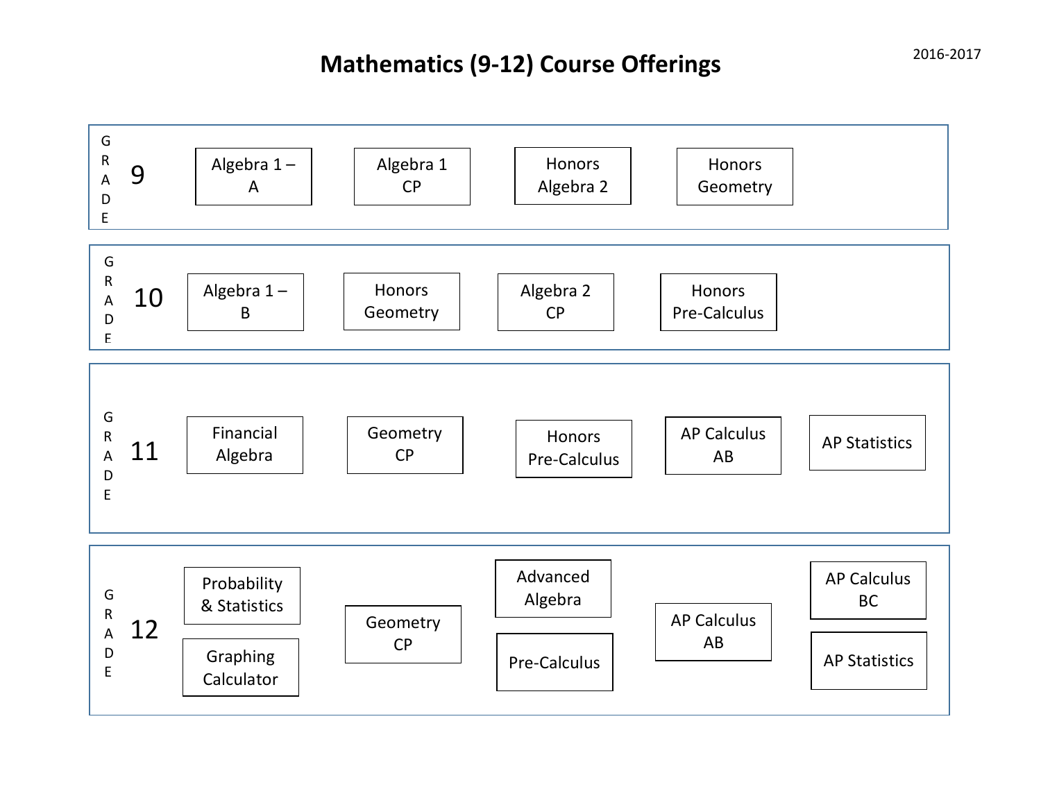# Mathematics (9-12) Course Offerings

2016-2017

## Grade 9

- Algebra 1 – A
- Algebra 1 CP
- Honors Algebra 2
- Honors Geometry

## Grade 10

- Algebra 1 – B
- Honors Geometry
- Algebra 2 CP
- Honors Pre-Calculus

## Grade 11

- Financial Algebra
- Geometry CP
- Honors Pre-Calculus
- AP Calculus AB
- AP Statistics

## Grade 12

- Probability & Statistics
- Graphing Calculator
- Geometry CP
- Advanced Algebra
- Pre-Calculus
- AP Calculus AB
- AP Calculus BC
- AP Statistics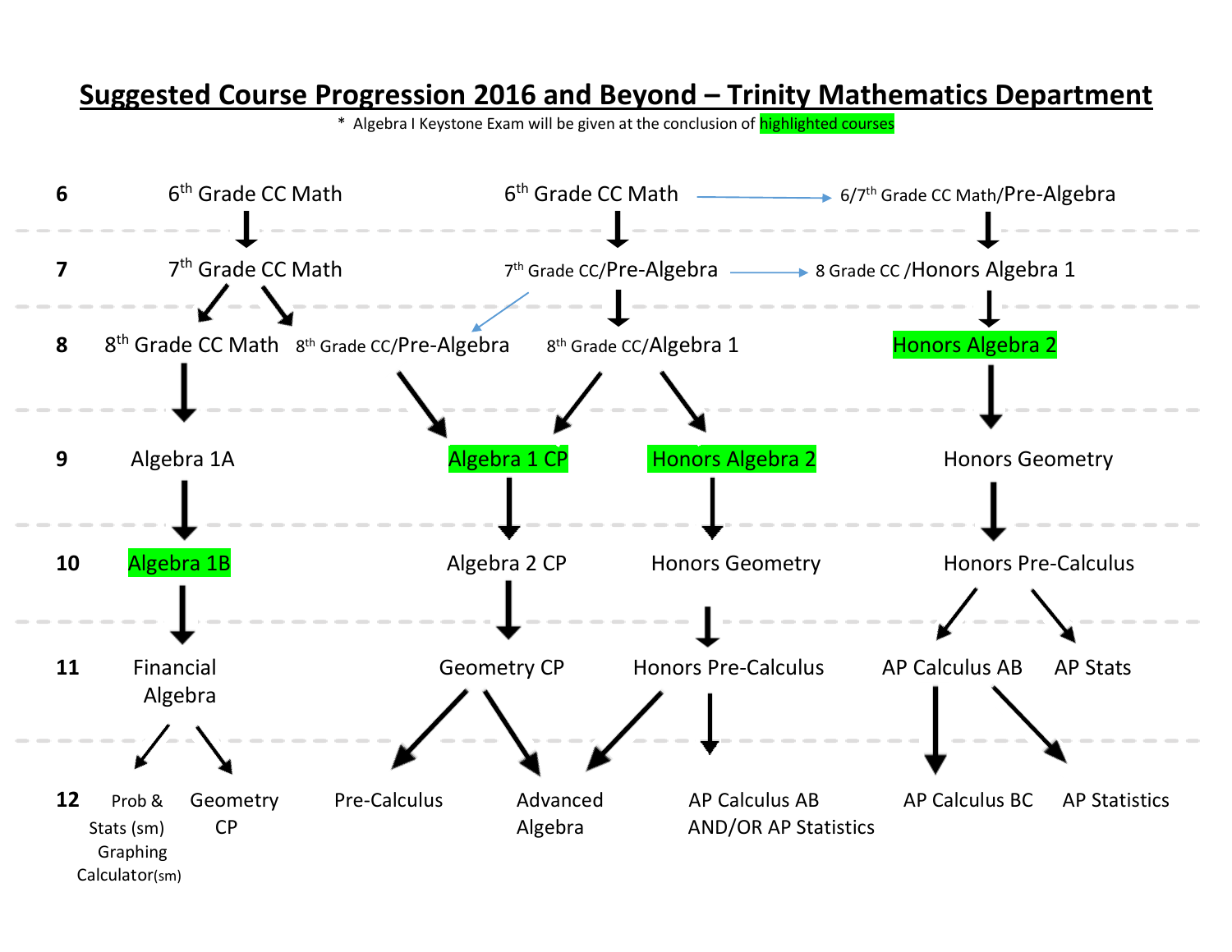# Suggested Course Progression 2016 and Beyond – Trinity Mathematics Department

\* Algebra I Keystone Exam will be given at the conclusion of highlighted courses

| Grade | | | | | | |
|---|---|---|---|---|---|---|
| 6 | 6th Grade CC Math | | 6th Grade CC Math → | | 6/7th Grade CC Math/Pre-Algebra | |
| 7 | 7th Grade CC Math | | 7th Grade CC/Pre-Algebra → | | 8 Grade CC /Honors Algebra 1 | |
| 8 | 8th Grade CC Math | 8th Grade CC/Pre-Algebra | 8th Grade CC/Algebra 1 | | Honors Algebra 2 (highlighted) | |
| 9 | Algebra 1A | Algebra 1 CP (highlighted) | Honors Algebra 2 (highlighted) | | Honors Geometry | |
| 10 | Algebra 1B (highlighted) | Algebra 2 CP | Honors Geometry | | Honors Pre-Calculus | |
| 11 | Financial Algebra | Geometry CP | Honors Pre-Calculus | | AP Calculus AB | AP Stats |
| 12 | Prob & Stats (sm) Graphing Calculator(sm); Geometry CP | Pre-Calculus; Advanced Algebra | Advanced Algebra; AP Calculus AB AND/OR AP Statistics | | AP Calculus BC; AP Statistics | AP Statistics |

**Progressions:**

- 6th Grade CC Math → 7th Grade CC Math → 8th Grade CC Math or 8th Grade CC/Pre-Algebra
- 8th Grade CC Math → Algebra 1A → Algebra 1B → Financial Algebra → Prob & Stats (sm) / Graphing Calculator(sm) or Geometry CP
- 6th Grade CC Math → 7th Grade CC/Pre-Algebra → 8th Grade CC/Pre-Algebra or 8th Grade CC/Algebra 1
- 6th Grade CC Math → 6/7th Grade CC Math/Pre-Algebra
- 7th Grade CC/Pre-Algebra → 8 Grade CC /Honors Algebra 1
- 8th Grade CC/Pre-Algebra → Algebra 1 CP
- 8th Grade CC/Algebra 1 → Algebra 1 CP or Honors Algebra 2
- Algebra 1 CP → Algebra 2 CP → Geometry CP → Pre-Calculus or Advanced Algebra
- Honors Algebra 2 → Honors Geometry → Honors Pre-Calculus → Advanced Algebra or AP Calculus AB AND/OR AP Statistics
- 6/7th Grade CC Math/Pre-Algebra → 8 Grade CC /Honors Algebra 1 → Honors Algebra 2 → Honors Geometry → Honors Pre-Calculus → AP Calculus AB or AP Stats
- AP Calculus AB → AP Calculus BC or AP Statistics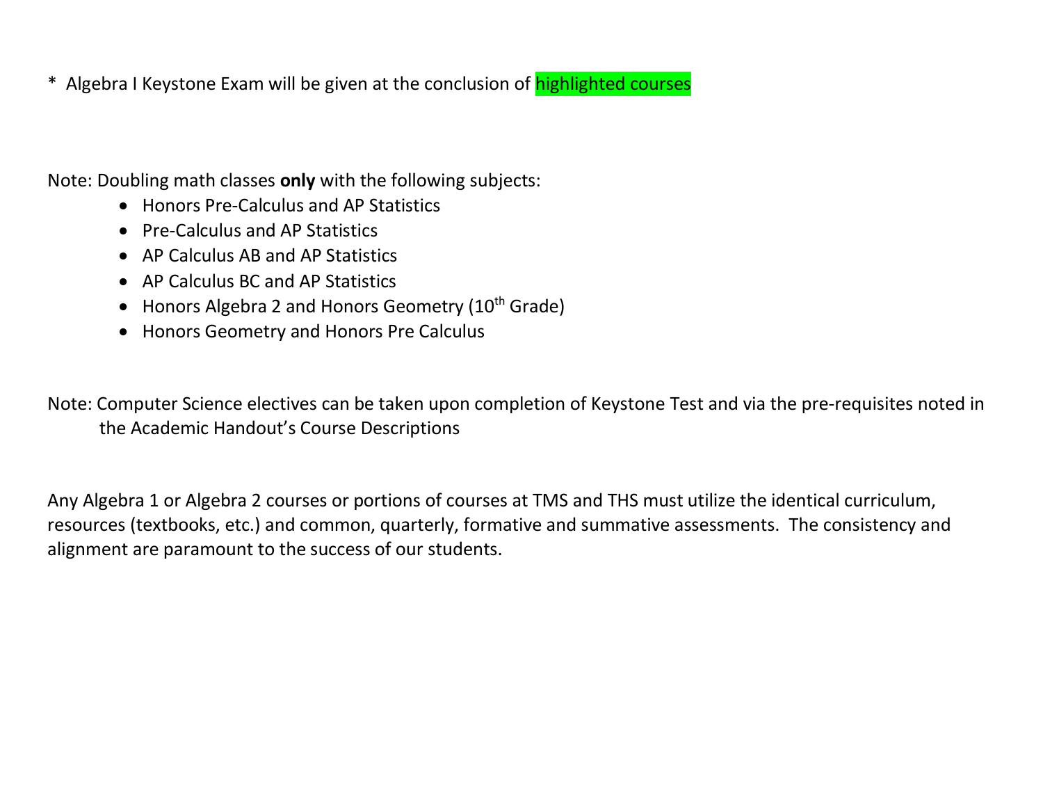* Algebra I Keystone Exam will be given at the conclusion of highlighted courses

Note: Doubling math classes **only** with the following subjects:

- Honors Pre-Calculus and AP Statistics
- Pre-Calculus and AP Statistics
- AP Calculus AB and AP Statistics
- AP Calculus BC and AP Statistics
- Honors Algebra 2 and Honors Geometry (10th Grade)
- Honors Geometry and Honors Pre Calculus

Note: Computer Science electives can be taken upon completion of Keystone Test and via the pre-requisites noted in the Academic Handout's Course Descriptions

Any Algebra 1 or Algebra 2 courses or portions of courses at TMS and THS must utilize the identical curriculum, resources (textbooks, etc.) and common, quarterly, formative and summative assessments. The consistency and alignment are paramount to the success of our students.